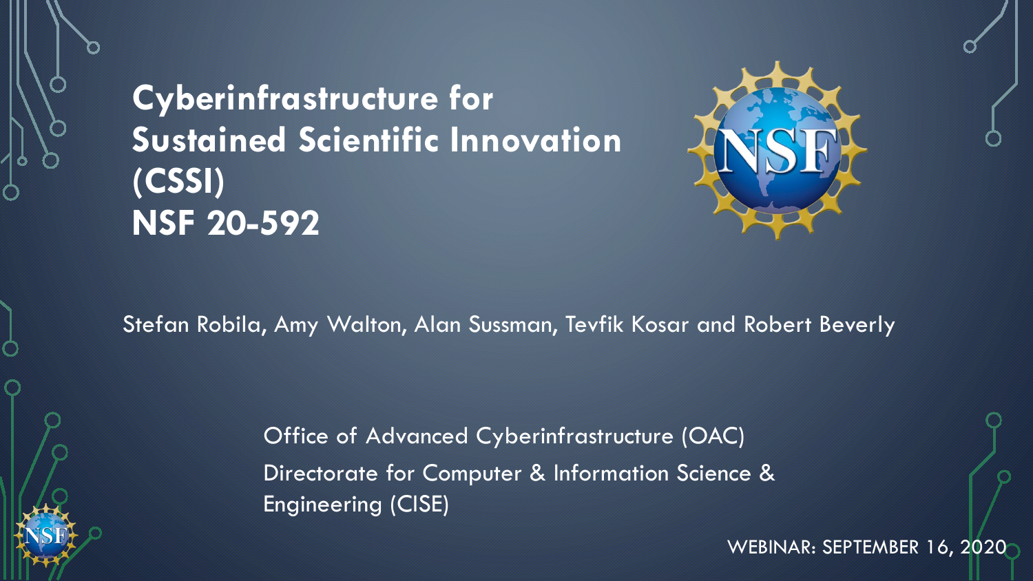# Cyberinfrastructure for Sustained Scientific Innovation (CSSI)
# NSF 20-592

Stefan Robila, Amy Walton, Alan Sussman, Tevfik Kosar and Robert Beverly

Office of Advanced Cyberinfrastructure (OAC)
Directorate for Computer & Information Science & Engineering (CISE)

WEBINAR: SEPTEMBER 16, 2020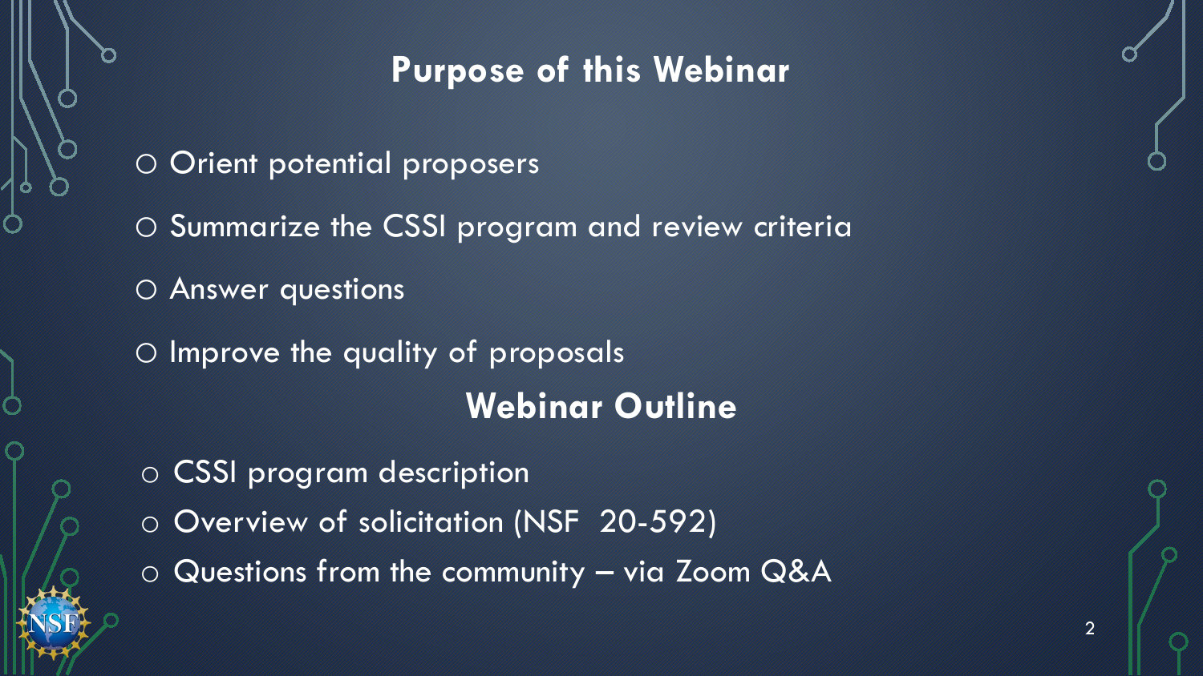## Purpose of this Webinar

- Orient potential proposers
- Summarize the CSSI program and review criteria
- Answer questions
- Improve the quality of proposals

## Webinar Outline

- CSSI program description
- Overview of solicitation (NSF 20-592)
- Questions from the community – via Zoom Q&A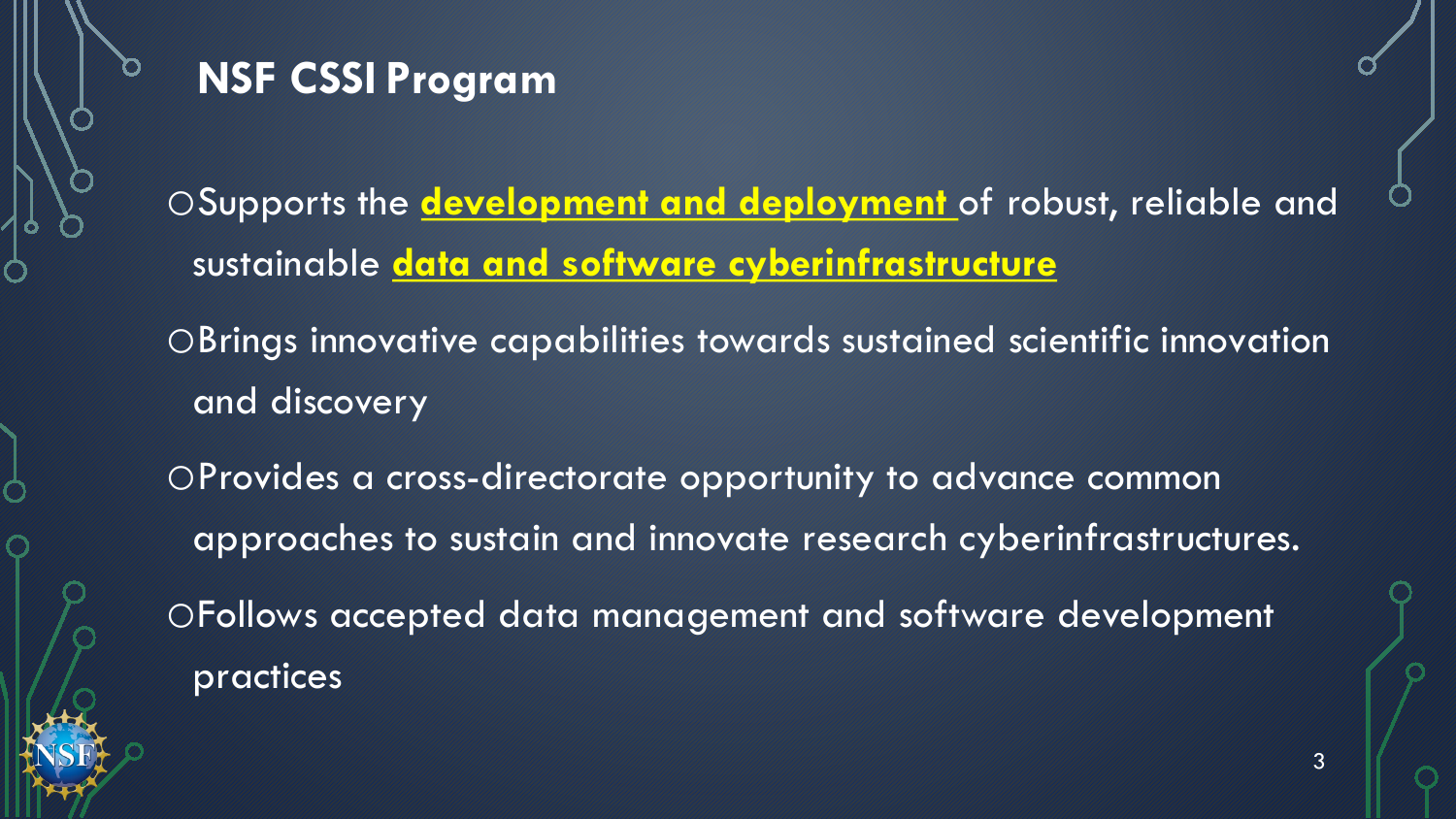# NSF CSSI Program

- Supports the **development and deployment** of robust, reliable and sustainable **data and software cyberinfrastructure**
- Brings innovative capabilities towards sustained scientific innovation and discovery
- Provides a cross-directorate opportunity to advance common approaches to sustain and innovate research cyberinfrastructures.
- Follows accepted data management and software development practices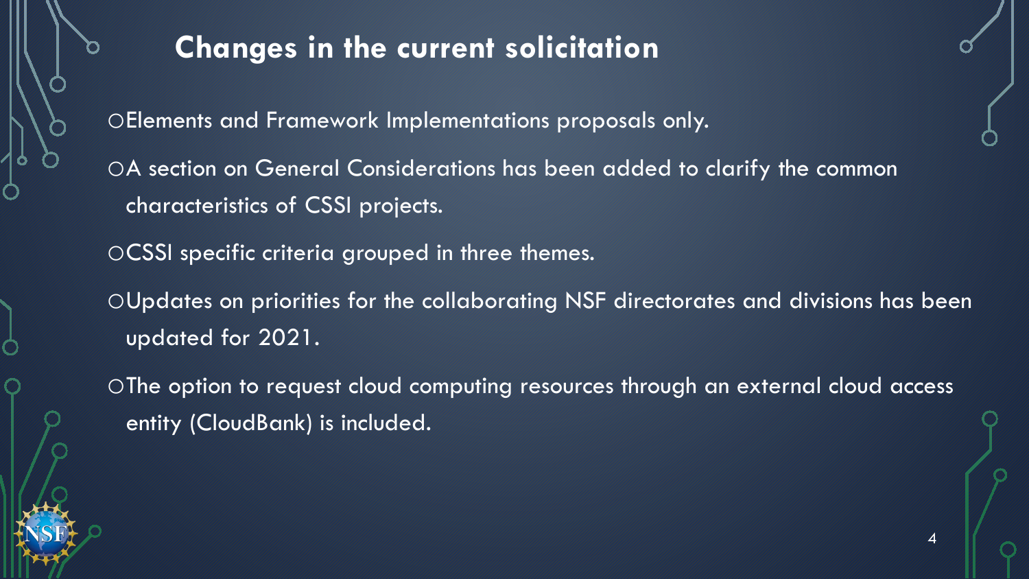## Changes in the current solicitation

- Elements and Framework Implementations proposals only.
- A section on General Considerations has been added to clarify the common characteristics of CSSI projects.
- CSSI specific criteria grouped in three themes.
- Updates on priorities for the collaborating NSF directorates and divisions has been updated for 2021.
- The option to request cloud computing resources through an external cloud access entity (CloudBank) is included.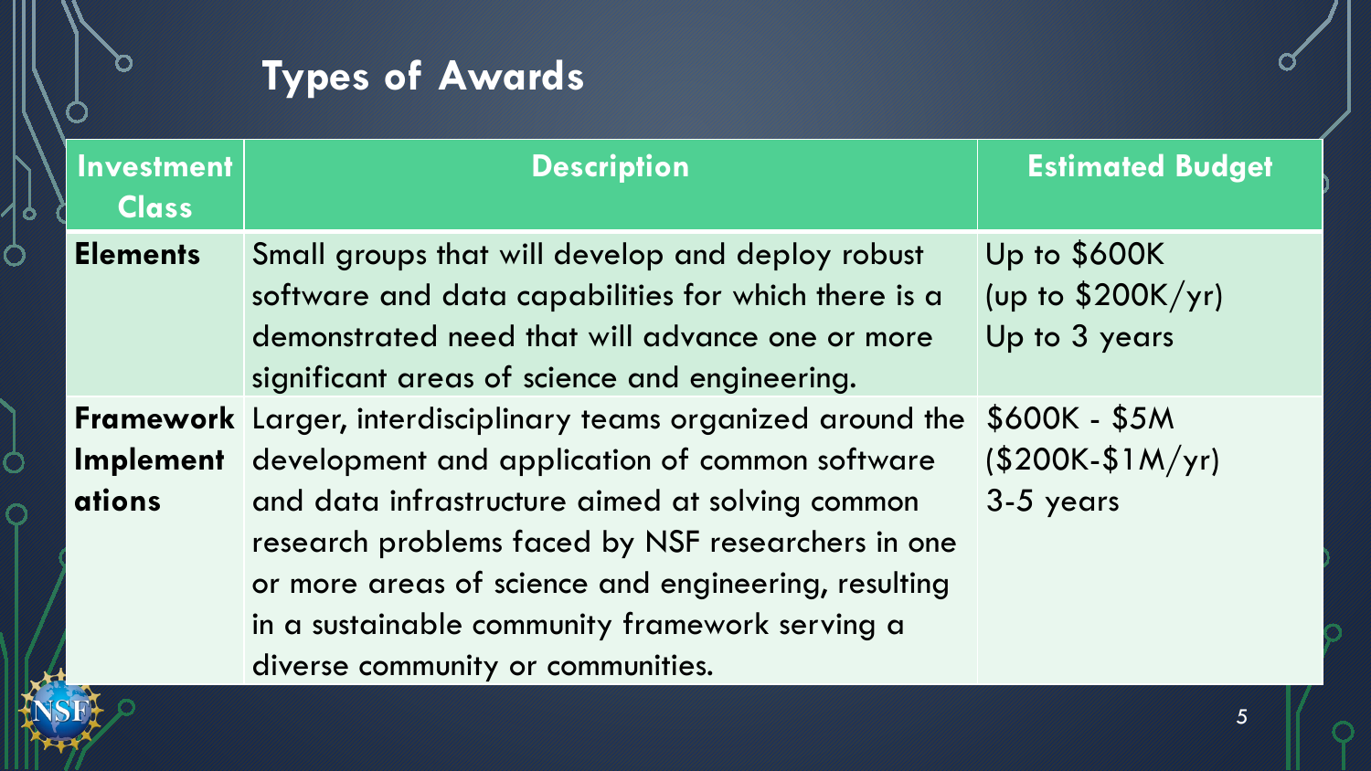## Types of Awards

| Investment Class | Description | Estimated Budget |
|---|---|---|
| **Elements** | Small groups that will develop and deploy robust software and data capabilities for which there is a demonstrated need that will advance one or more significant areas of science and engineering. | Up to $600K (up to $200K/yr) Up to 3 years |
| **Framework Implementations** | Larger, interdisciplinary teams organized around the development and application of common software and data infrastructure aimed at solving common research problems faced by NSF researchers in one or more areas of science and engineering, resulting in a sustainable community framework serving a diverse community or communities. | $600K - $5M ($200K-$1M/yr) 3-5 years |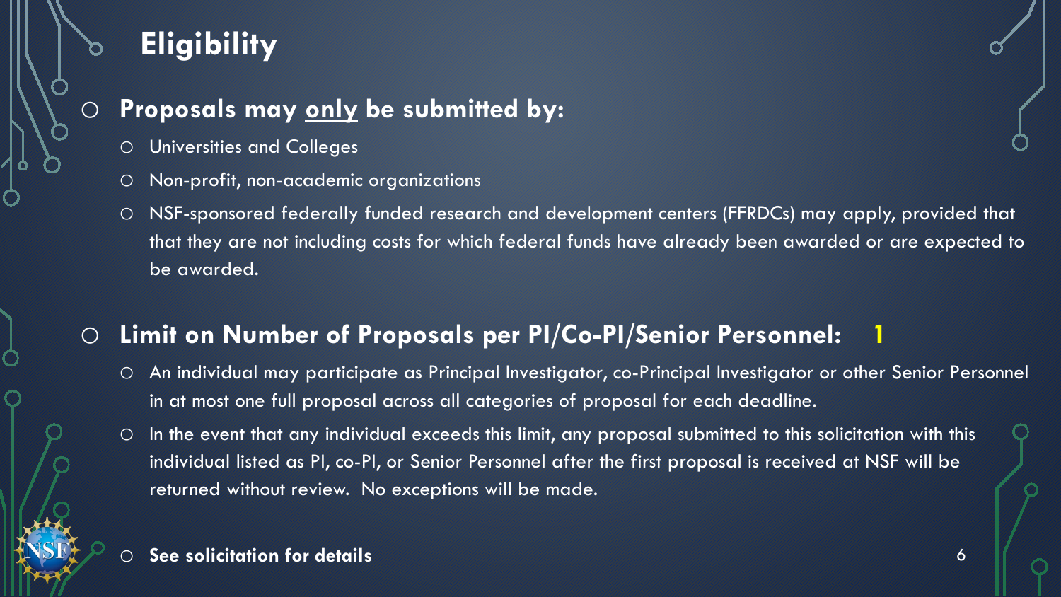# Eligibility

- **Proposals may <u>only</u> be submitted by:**
  - Universities and Colleges
  - Non-profit, non-academic organizations
  - NSF-sponsored federally funded research and development centers (FFRDCs) may apply, provided that that they are not including costs for which federal funds have already been awarded or are expected to be awarded.

- **Limit on Number of Proposals per PI/Co-PI/Senior Personnel: 1**
  - An individual may participate as Principal Investigator, co-Principal Investigator or other Senior Personnel in at most one full proposal across all categories of proposal for each deadline.
  - In the event that any individual exceeds this limit, any proposal submitted to this solicitation with this individual listed as PI, co-PI, or Senior Personnel after the first proposal is received at NSF will be returned without review. No exceptions will be made.

- **See solicitation for details**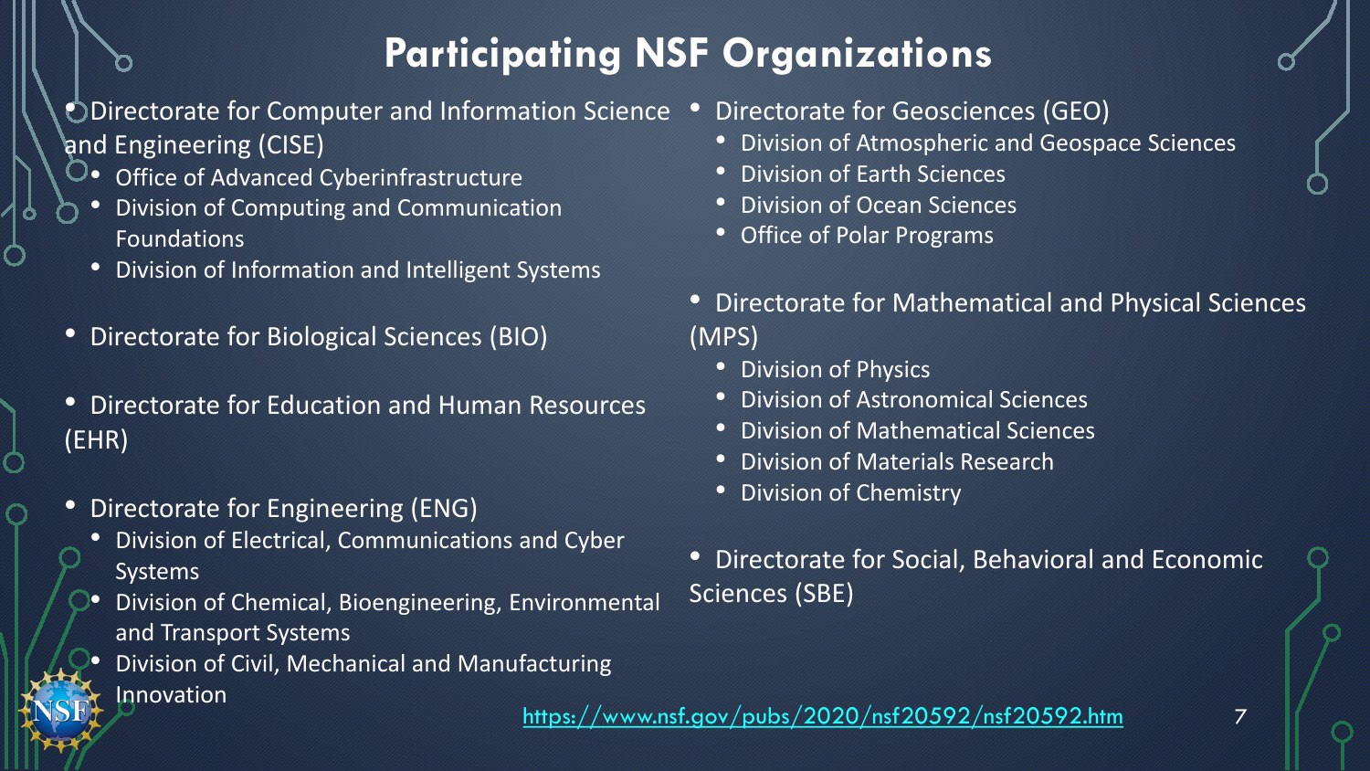# Participating NSF Organizations

- Directorate for Computer and Information Science and Engineering (CISE)
  - Office of Advanced Cyberinfrastructure
  - Division of Computing and Communication Foundations
  - Division of Information and Intelligent Systems
- Directorate for Biological Sciences (BIO)
- Directorate for Education and Human Resources (EHR)
- Directorate for Engineering (ENG)
  - Division of Electrical, Communications and Cyber Systems
  - Division of Chemical, Bioengineering, Environmental and Transport Systems
  - Division of Civil, Mechanical and Manufacturing Innovation
- Directorate for Geosciences (GEO)
  - Division of Atmospheric and Geospace Sciences
  - Division of Earth Sciences
  - Division of Ocean Sciences
  - Office of Polar Programs
- Directorate for Mathematical and Physical Sciences (MPS)
  - Division of Physics
  - Division of Astronomical Sciences
  - Division of Mathematical Sciences
  - Division of Materials Research
  - Division of Chemistry
- Directorate for Social, Behavioral and Economic Sciences (SBE)

https://www.nsf.gov/pubs/2020/nsf20592/nsf20592.htm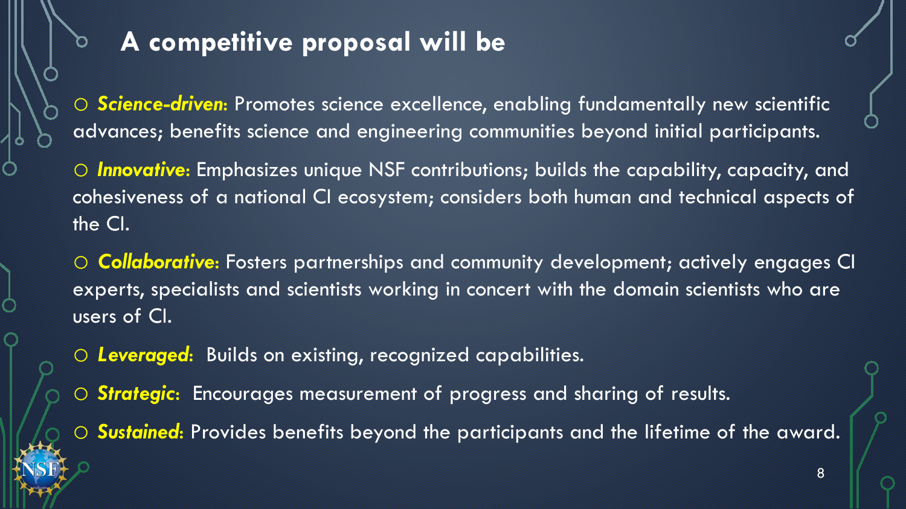## A competitive proposal will be

- ***Science-driven***: Promotes science excellence, enabling fundamentally new scientific advances; benefits science and engineering communities beyond initial participants.
- ***Innovative***: Emphasizes unique NSF contributions; builds the capability, capacity, and cohesiveness of a national CI ecosystem; considers both human and technical aspects of the CI.
- ***Collaborative***: Fosters partnerships and community development; actively engages CI experts, specialists and scientists working in concert with the domain scientists who are users of CI.
- ***Leveraged***: Builds on existing, recognized capabilities.
- ***Strategic***: Encourages measurement of progress and sharing of results.
- ***Sustained***: Provides benefits beyond the participants and the lifetime of the award.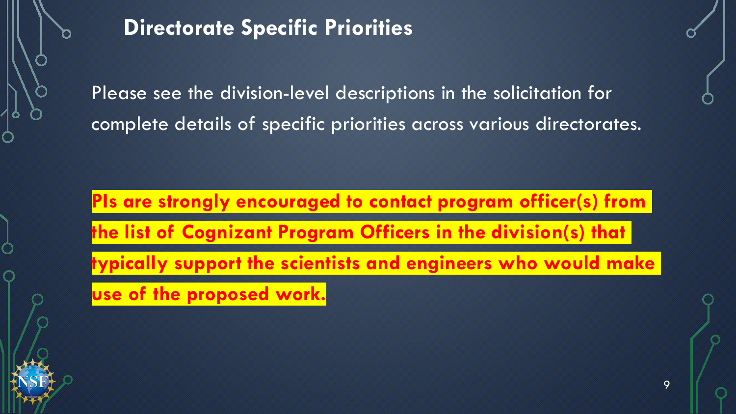## Directorate Specific Priorities

Please see the division-level descriptions in the solicitation for complete details of specific priorities across various directorates.

**PIs are strongly encouraged to contact program officer(s) from the list of Cognizant Program Officers in the division(s) that typically support the scientists and engineers who would make use of the proposed work.**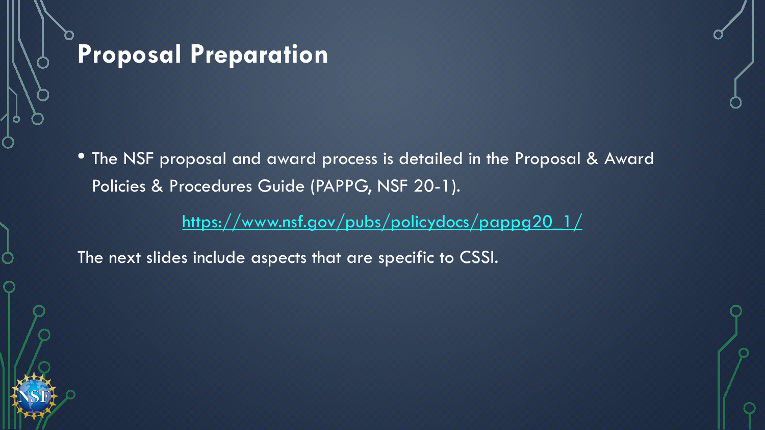# Proposal Preparation

- The NSF proposal and award process is detailed in the Proposal & Award Policies & Procedures Guide (PAPPG, NSF 20-1).

https://www.nsf.gov/pubs/policydocs/pappg20_1/

The next slides include aspects that are specific to CSSI.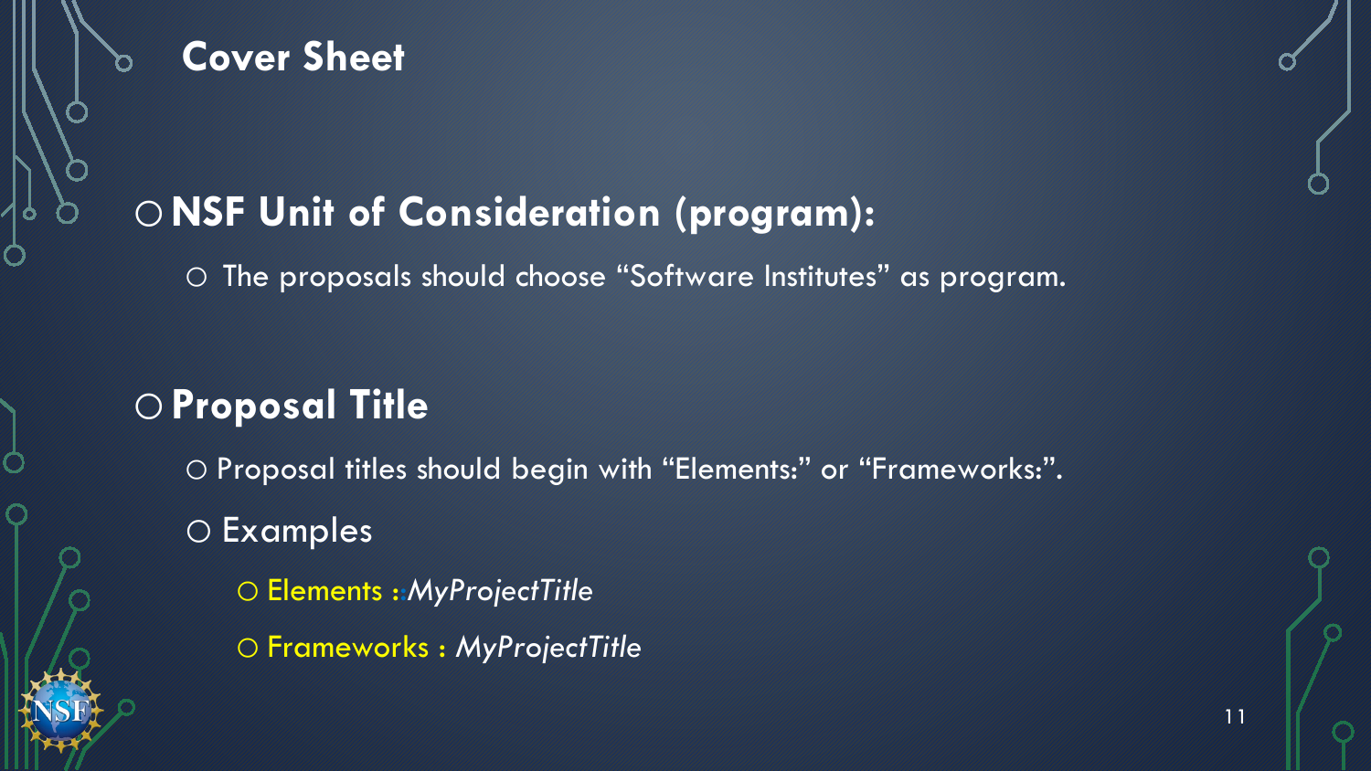# Cover Sheet

- **NSF Unit of Consideration (program):**
  - The proposals should choose “Software Institutes” as program.

- **Proposal Title**
  - Proposal titles should begin with “Elements:” or “Frameworks:”.
  - Examples
    - Elements :*MyProjectTitle*
    - Frameworks : *MyProjectTitle*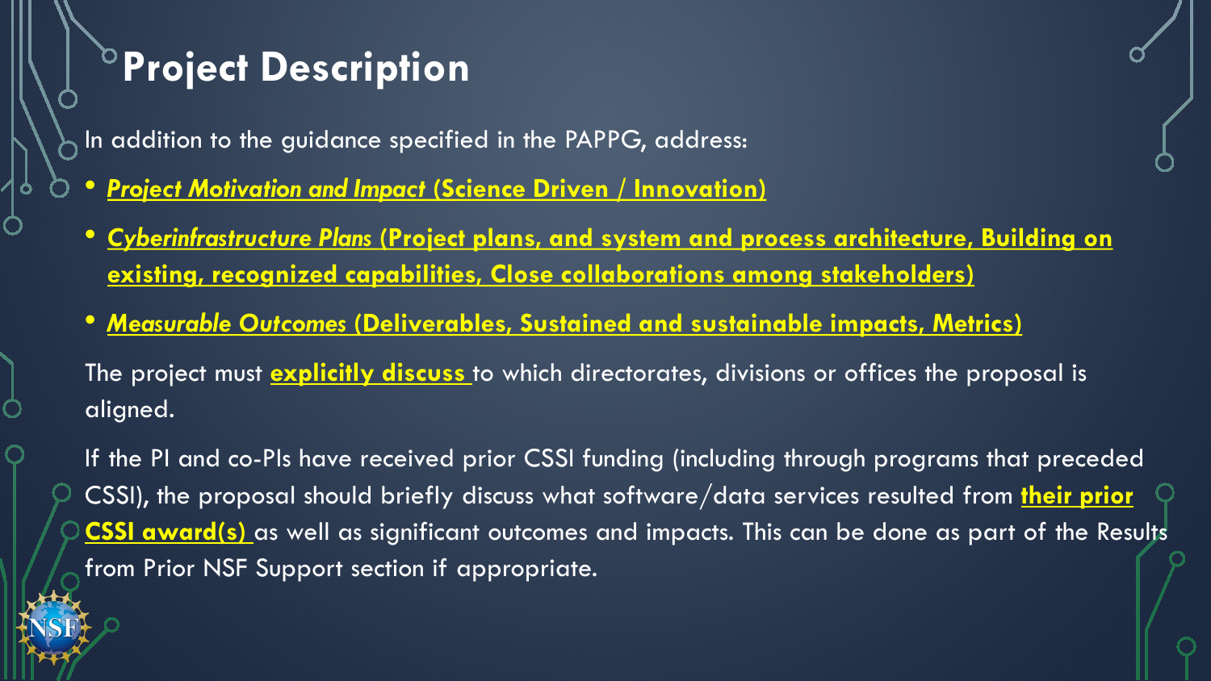# Project Description

In addition to the guidance specified in the PAPPG, address:

- ***Project Motivation and Impact* (Science Driven / Innovation)**
- ***Cyberinfrastructure Plans* (Project plans, and system and process architecture, Building on existing, recognized capabilities, Close collaborations among stakeholders)**
- ***Measurable Outcomes* (Deliverables, Sustained and sustainable impacts, Metrics)**

The project must **explicitly discuss** to which directorates, divisions or offices the proposal is aligned.

If the PI and co-PIs have received prior CSSI funding (including through programs that preceded CSSI), the proposal should briefly discuss what software/data services resulted from **their prior CSSI award(s)** as well as significant outcomes and impacts. This can be done as part of the Results from Prior NSF Support section if appropriate.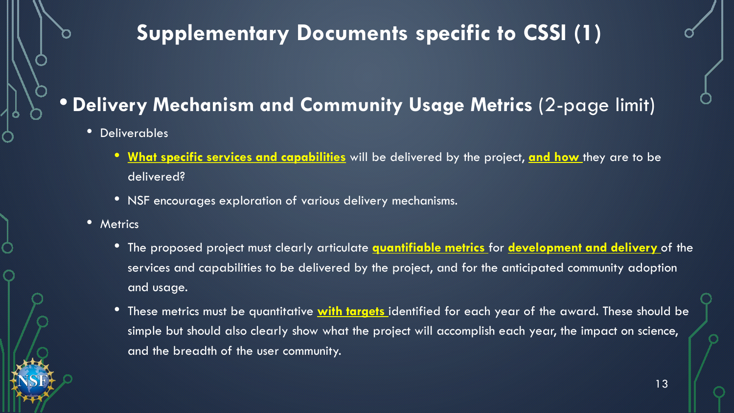# Supplementary Documents specific to CSSI (1)

- **Delivery Mechanism and Community Usage Metrics** (2-page limit)
  - Deliverables
    - **What specific services and capabilities** will be delivered by the project, **and how** they are to be delivered?
    - NSF encourages exploration of various delivery mechanisms.
  - Metrics
    - The proposed project must clearly articulate **quantifiable metrics** for **development and delivery** of the services and capabilities to be delivered by the project, and for the anticipated community adoption and usage.
    - These metrics must be quantitative **with targets** identified for each year of the award. These should be simple but should also clearly show what the project will accomplish each year, the impact on science, and the breadth of the user community.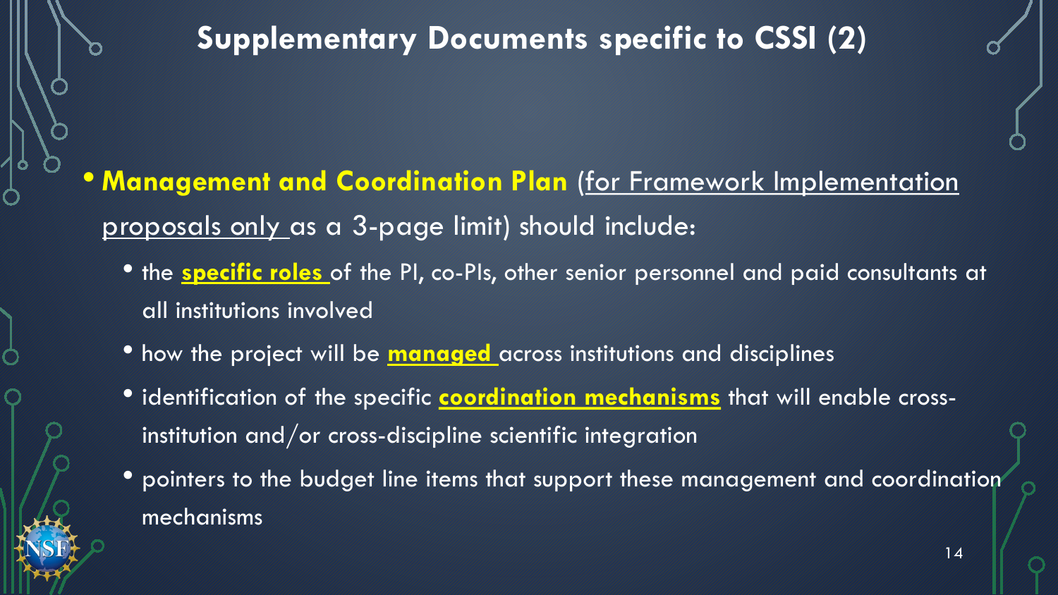# Supplementary Documents specific to CSSI (2)

- **Management and Coordination Plan** (<u>for Framework Implementation proposals only</u> as a 3-page limit) should include:
  - the **<u>specific roles</u>** of the PI, co-PIs, other senior personnel and paid consultants at all institutions involved
  - how the project will be **<u>managed</u>** across institutions and disciplines
  - identification of the specific **<u>coordination mechanisms</u>** that will enable cross-institution and/or cross-discipline scientific integration
  - pointers to the budget line items that support these management and coordination mechanisms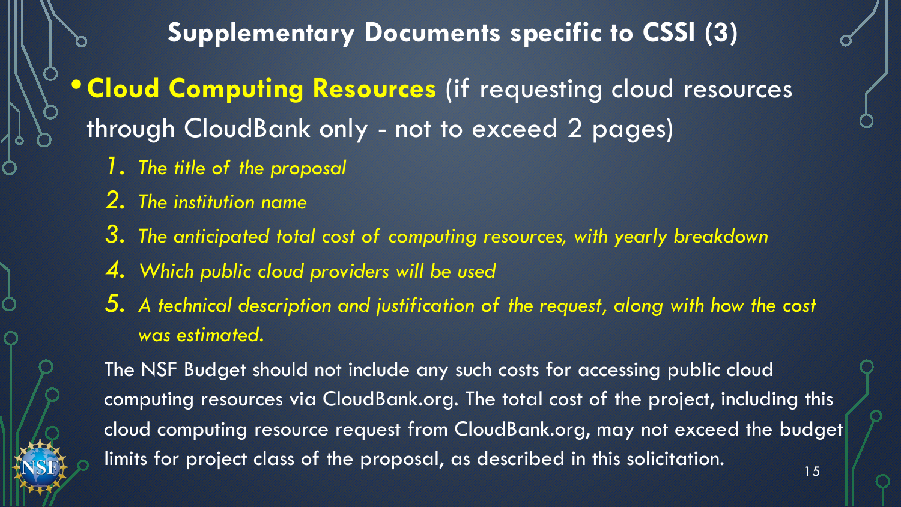# Supplementary Documents specific to CSSI (3)

- **Cloud Computing Resources** (if requesting cloud resources through CloudBank only - not to exceed 2 pages)
  1. *The title of the proposal*
  2. *The institution name*
  3. *The anticipated total cost of computing resources, with yearly breakdown*
  4. *Which public cloud providers will be used*
  5. *A technical description and justification of the request, along with how the cost was estimated.*

  The NSF Budget should not include any such costs for accessing public cloud computing resources via CloudBank.org. The total cost of the project, including this cloud computing resource request from CloudBank.org, may not exceed the budget limits for project class of the proposal, as described in this solicitation.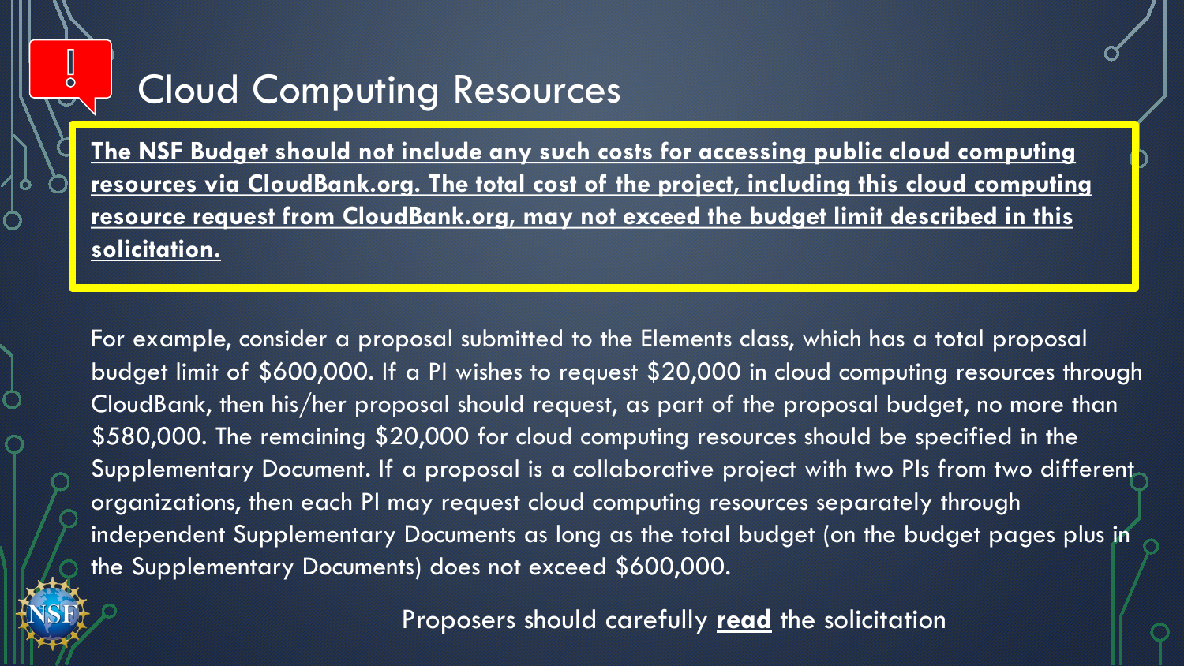# Cloud Computing Resources

**The NSF Budget should not include any such costs for accessing public cloud computing resources via CloudBank.org. The total cost of the project, including this cloud computing resource request from CloudBank.org, may not exceed the budget limit described in this solicitation.**

For example, consider a proposal submitted to the Elements class, which has a total proposal budget limit of $600,000. If a PI wishes to request $20,000 in cloud computing resources through CloudBank, then his/her proposal should request, as part of the proposal budget, no more than $580,000. The remaining $20,000 for cloud computing resources should be specified in the Supplementary Document. If a proposal is a collaborative project with two PIs from two different organizations, then each PI may request cloud computing resources separately through independent Supplementary Documents as long as the total budget (on the budget pages plus in the Supplementary Documents) does not exceed $600,000.

Proposers should carefully **read** the solicitation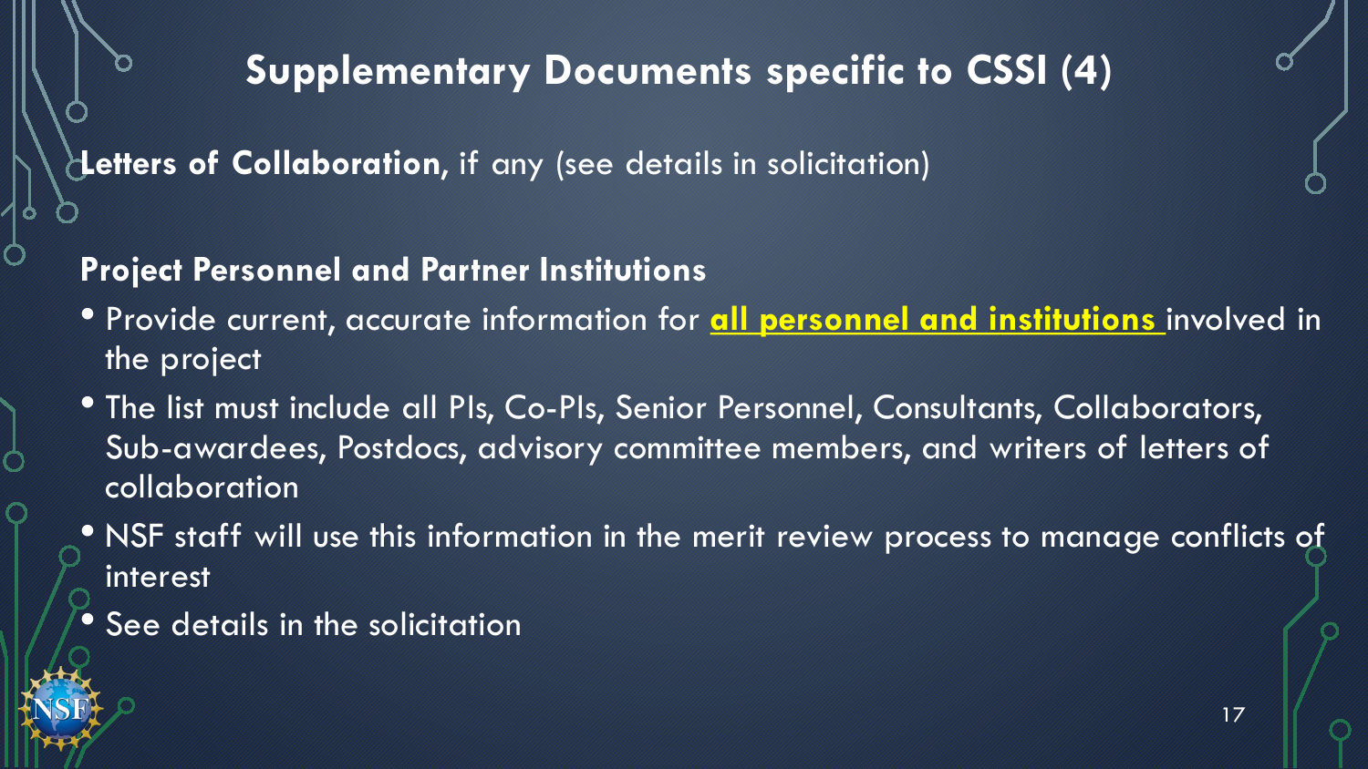# Supplementary Documents specific to CSSI (4)

**Letters of Collaboration**, if any (see details in solicitation)

**Project Personnel and Partner Institutions**

- Provide current, accurate information for **all personnel and institutions** involved in the project
- The list must include all PIs, Co-PIs, Senior Personnel, Consultants, Collaborators, Sub-awardees, Postdocs, advisory committee members, and writers of letters of collaboration
- NSF staff will use this information in the merit review process to manage conflicts of interest
- See details in the solicitation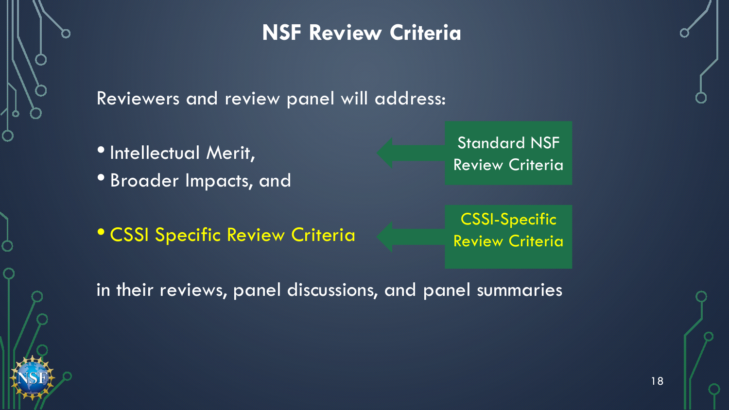# NSF Review Criteria

Reviewers and review panel will address:

- Intellectual Merit,
- Broader Impacts, and

Standard NSF Review Criteria

- CSSI Specific Review Criteria

CSSI-Specific Review Criteria

in their reviews, panel discussions, and panel summaries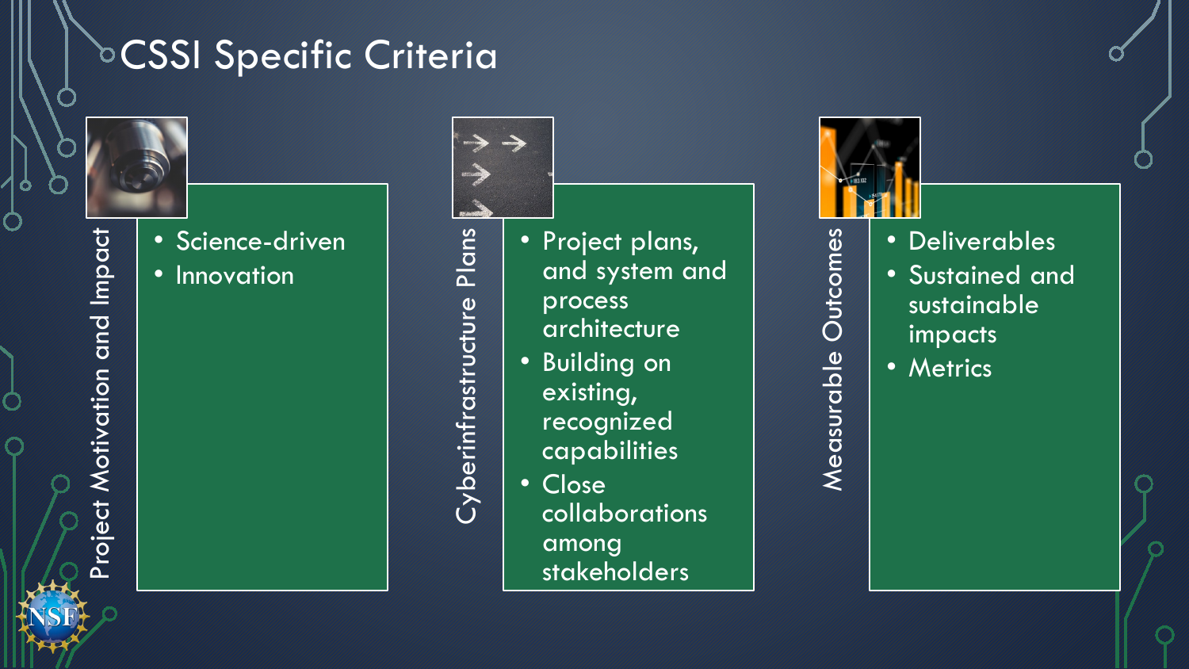# CSSI Specific Criteria

## Project Motivation and Impact

- Science-driven
- Innovation

## Cyberinfrastructure Plans

- Project plans, and system and process architecture
- Building on existing, recognized capabilities
- Close collaborations among stakeholders

## Measurable Outcomes

- Deliverables
- Sustained and sustainable impacts
- Metrics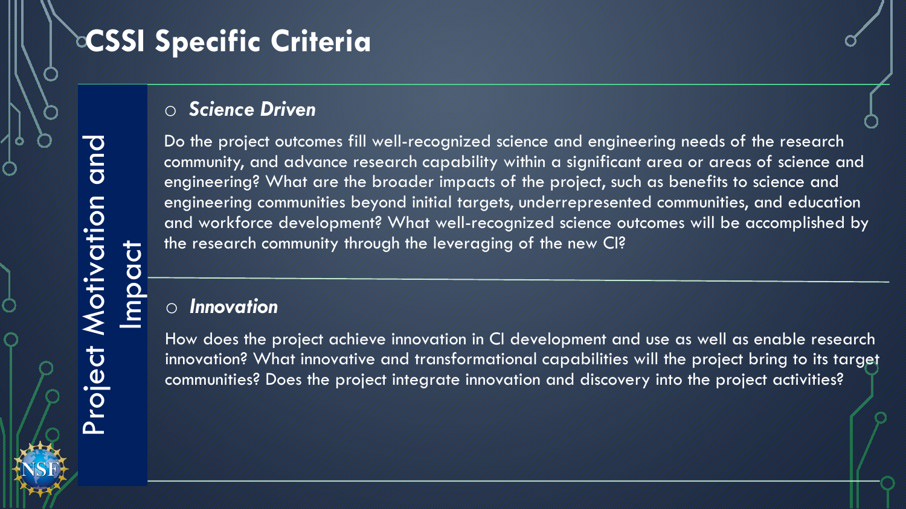# CSSI Specific Criteria

## Project Motivation and Impact

- ***Science Driven***

Do the project outcomes fill well-recognized science and engineering needs of the research community, and advance research capability within a significant area or areas of science and engineering? What are the broader impacts of the project, such as benefits to science and engineering communities beyond initial targets, underrepresented communities, and education and workforce development? What well-recognized science outcomes will be accomplished by the research community through the leveraging of the new CI?

- ***Innovation***

How does the project achieve innovation in CI development and use as well as enable research innovation? What innovative and transformational capabilities will the project bring to its target communities? Does the project integrate innovation and discovery into the project activities?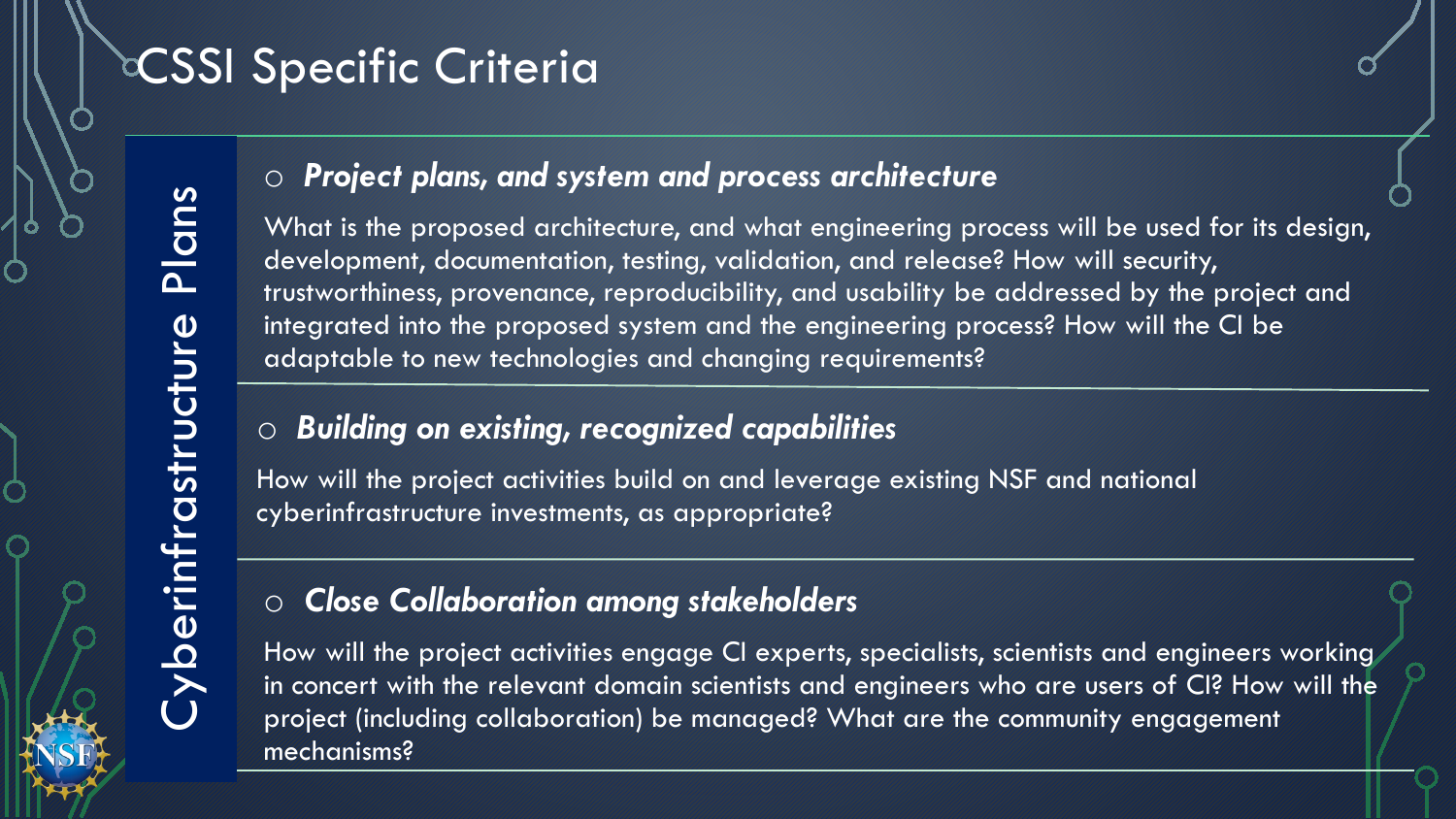# CSSI Specific Criteria

## Cyberinfrastructure Plans

- ***Project plans, and system and process architecture***

  What is the proposed architecture, and what engineering process will be used for its design, development, documentation, testing, validation, and release? How will security, trustworthiness, provenance, reproducibility, and usability be addressed by the project and integrated into the proposed system and the engineering process? How will the CI be adaptable to new technologies and changing requirements?

- ***Building on existing, recognized capabilities***

  How will the project activities build on and leverage existing NSF and national cyberinfrastructure investments, as appropriate?

- ***Close Collaboration among stakeholders***

  How will the project activities engage CI experts, specialists, scientists and engineers working in concert with the relevant domain scientists and engineers who are users of CI? How will the project (including collaboration) be managed? What are the community engagement mechanisms?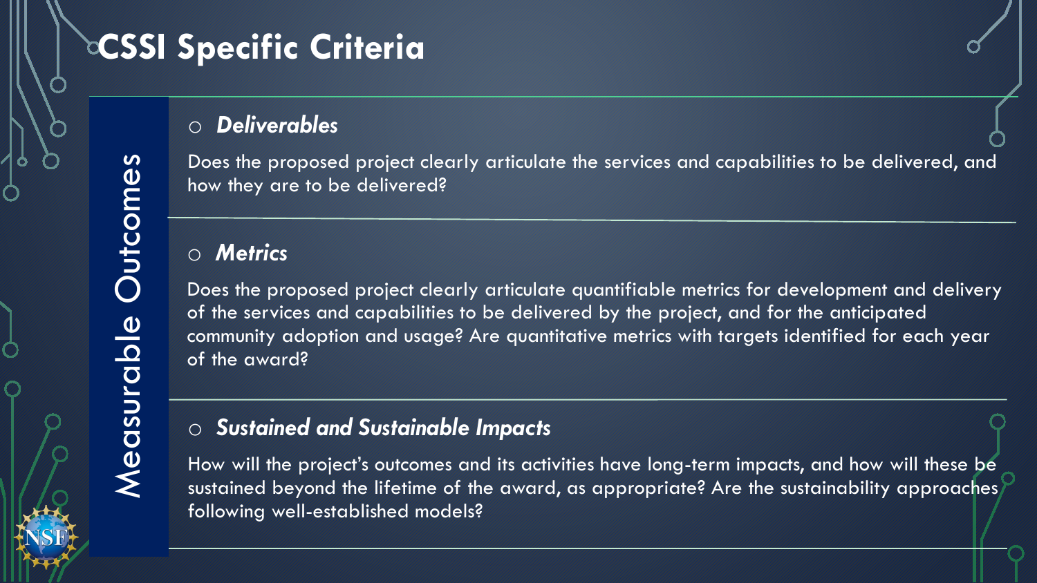# CSSI Specific Criteria

## Measurable Outcomes

- ***Deliverables***

Does the proposed project clearly articulate the services and capabilities to be delivered, and how they are to be delivered?

- ***Metrics***

Does the proposed project clearly articulate quantifiable metrics for development and delivery of the services and capabilities to be delivered by the project, and for the anticipated community adoption and usage? Are quantitative metrics with targets identified for each year of the award?

- ***Sustained and Sustainable Impacts***

How will the project's outcomes and its activities have long-term impacts, and how will these be sustained beyond the lifetime of the award, as appropriate? Are the sustainability approaches following well-established models?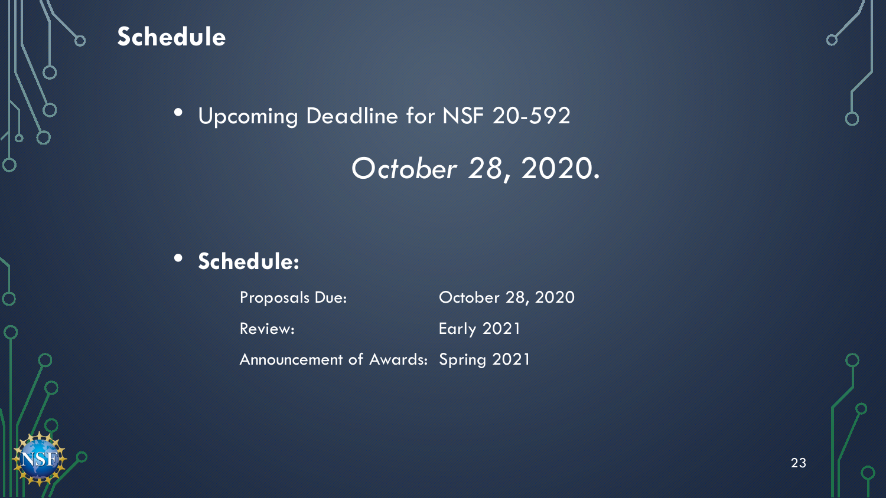## Schedule

- Upcoming Deadline for NSF 20-592

  *October 28*, 2020.

- **Schedule:**

| | |
|---|---|
| Proposals Due: | October 28, 2020 |
| Review: | Early 2021 |
| Announcement of Awards: | Spring 2021 |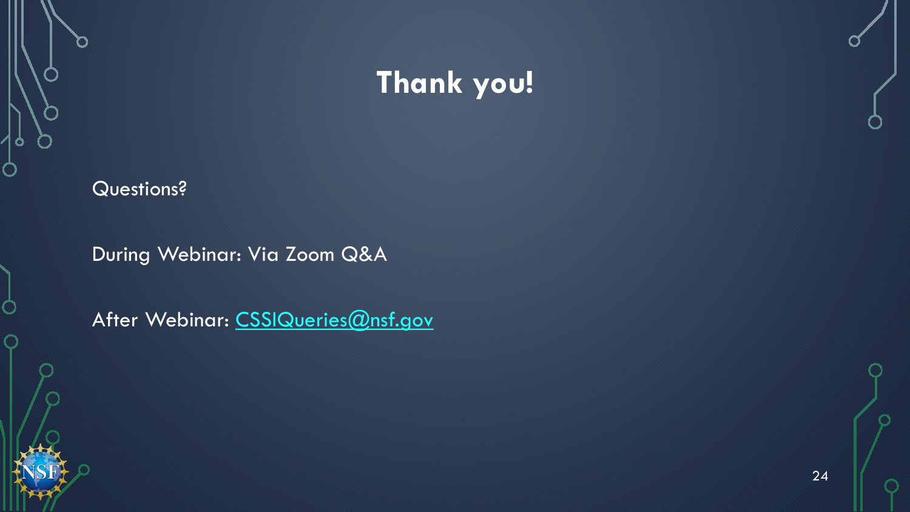# Thank you!

Questions?

During Webinar: Via Zoom Q&A

After Webinar: CSSIQueries@nsf.gov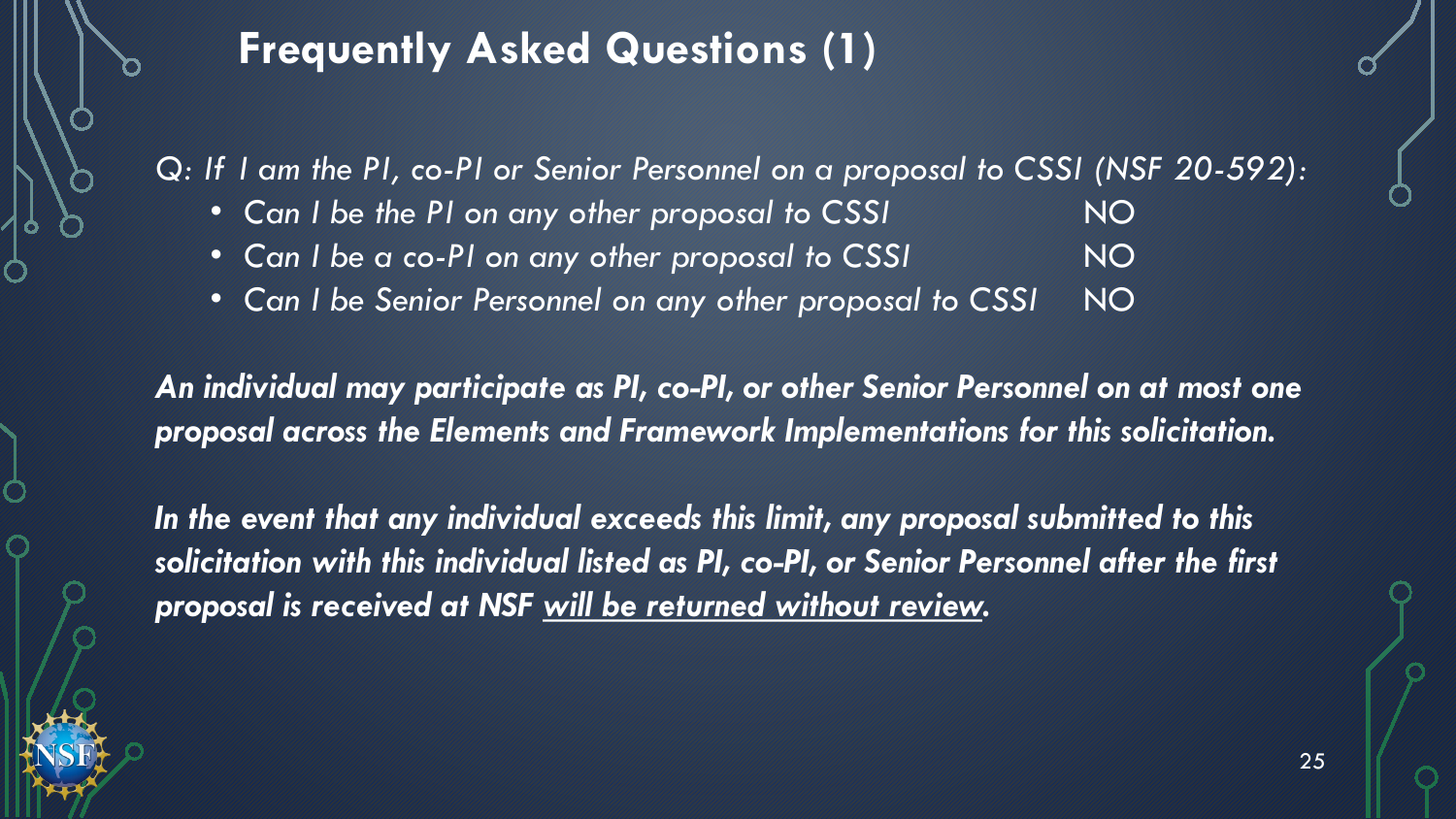# Frequently Asked Questions (1)

*Q: If I am the PI, co-PI or Senior Personnel on a proposal to CSSI (NSF 20-592):*

- *Can I be the PI on any other proposal to CSSI* NO
- *Can I be a co-PI on any other proposal to CSSI* NO
- *Can I be Senior Personnel on any other proposal to CSSI* NO

***An individual may participate as PI, co-PI, or other Senior Personnel on at most one proposal across the Elements and Framework Implementations for this solicitation.***

***In the event that any individual exceeds this limit, any proposal submitted to this solicitation with this individual listed as PI, co-PI, or Senior Personnel after the first proposal is received at NSF <u>will be returned without review</u>.***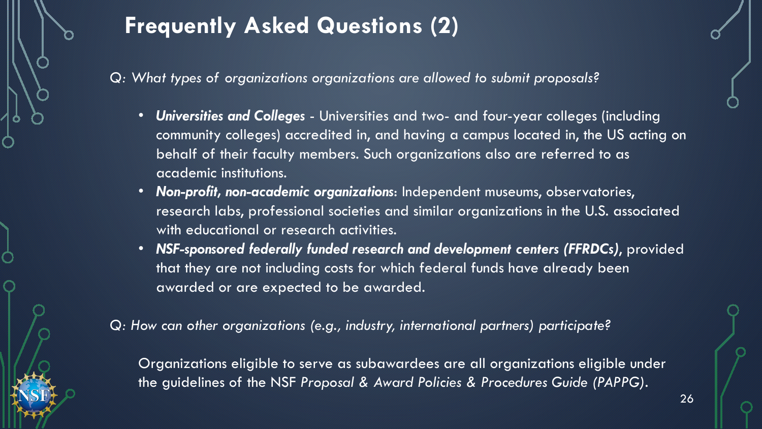# Frequently Asked Questions (2)

*Q: What types of organizations organizations are allowed to submit proposals?*

- ***Universities and Colleges*** - Universities and two- and four-year colleges (including community colleges) accredited in, and having a campus located in, the US acting on behalf of their faculty members. Such organizations also are referred to as academic institutions.
- ***Non-profit, non-academic organizations***: Independent museums, observatories, research labs, professional societies and similar organizations in the U.S. associated with educational or research activities.
- ***NSF-sponsored federally funded research and development centers (FFRDCs)***, provided that they are not including costs for which federal funds have already been awarded or are expected to be awarded.

*Q: How can other organizations (e.g., industry, international partners) participate?*

Organizations eligible to serve as subawardees are all organizations eligible under the guidelines of the NSF *Proposal & Award Policies & Procedures Guide (PAPPG)*.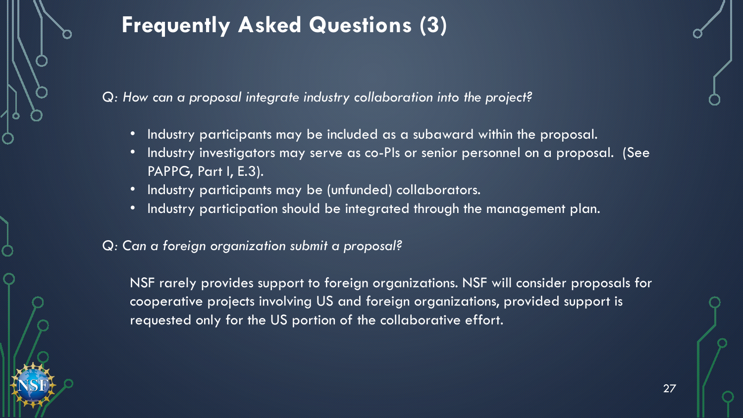# Frequently Asked Questions (3)

*Q: How can a proposal integrate industry collaboration into the project?*

- Industry participants may be included as a subaward within the proposal.
- Industry investigators may serve as co-PIs or senior personnel on a proposal. (See PAPPG, Part I, E.3).
- Industry participants may be (unfunded) collaborators.
- Industry participation should be integrated through the management plan.

*Q: Can a foreign organization submit a proposal?*

NSF rarely provides support to foreign organizations. NSF will consider proposals for cooperative projects involving US and foreign organizations, provided support is requested only for the US portion of the collaborative effort.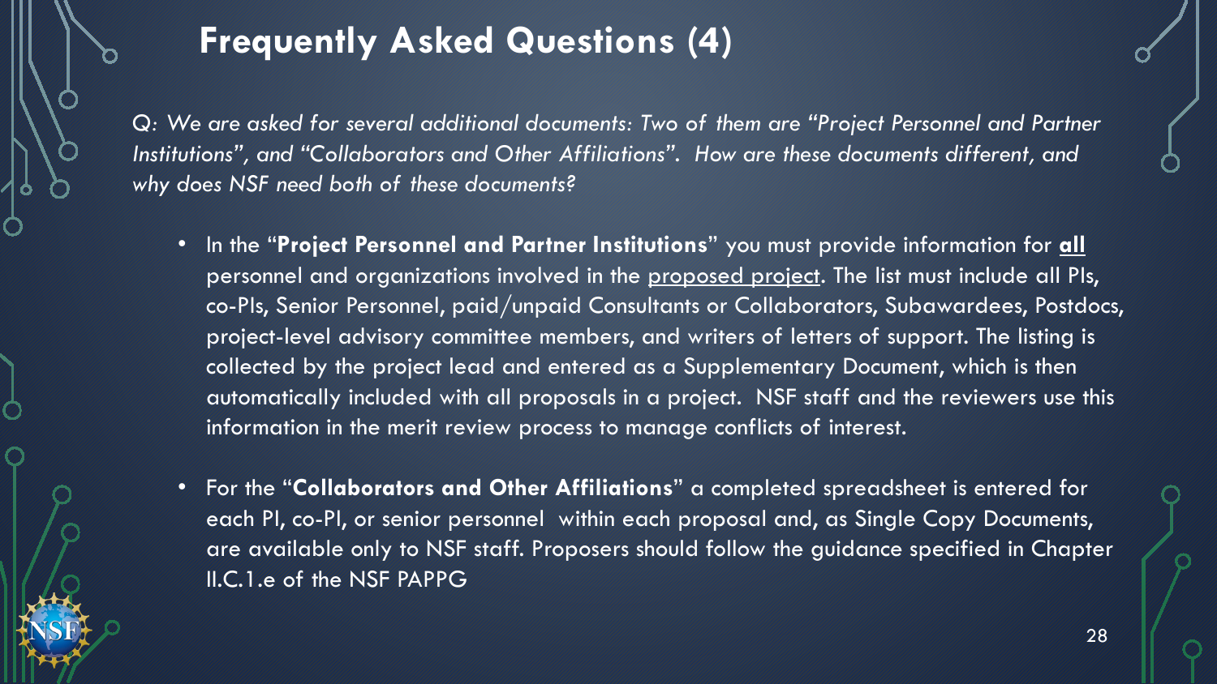# Frequently Asked Questions (4)

*Q: We are asked for several additional documents: Two of them are "Project Personnel and Partner Institutions", and "Collaborators and Other Affiliations". How are these documents different, and why does NSF need both of these documents?*

- In the "**Project Personnel and Partner Institutions**" you must provide information for **all** personnel and organizations involved in the proposed project. The list must include all PIs, co-PIs, Senior Personnel, paid/unpaid Consultants or Collaborators, Subawardees, Postdocs, project-level advisory committee members, and writers of letters of support. The listing is collected by the project lead and entered as a Supplementary Document, which is then automatically included with all proposals in a project. NSF staff and the reviewers use this information in the merit review process to manage conflicts of interest.

- For the "**Collaborators and Other Affiliations**" a completed spreadsheet is entered for each PI, co-PI, or senior personnel within each proposal and, as Single Copy Documents, are available only to NSF staff. Proposers should follow the guidance specified in Chapter II.C.1.e of the NSF PAPPG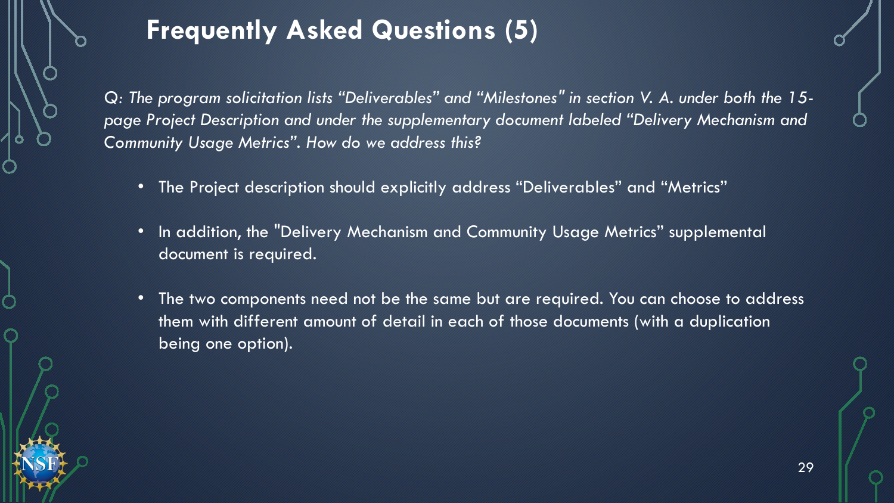# Frequently Asked Questions (5)

*Q: The program solicitation lists "Deliverables" and "Milestones" in section V. A. under both the 15-page Project Description and under the supplementary document labeled "Delivery Mechanism and Community Usage Metrics". How do we address this?*

- The Project description should explicitly address "Deliverables" and "Metrics"
- In addition, the "Delivery Mechanism and Community Usage Metrics" supplemental document is required.
- The two components need not be the same but are required. You can choose to address them with different amount of detail in each of those documents (with a duplication being one option).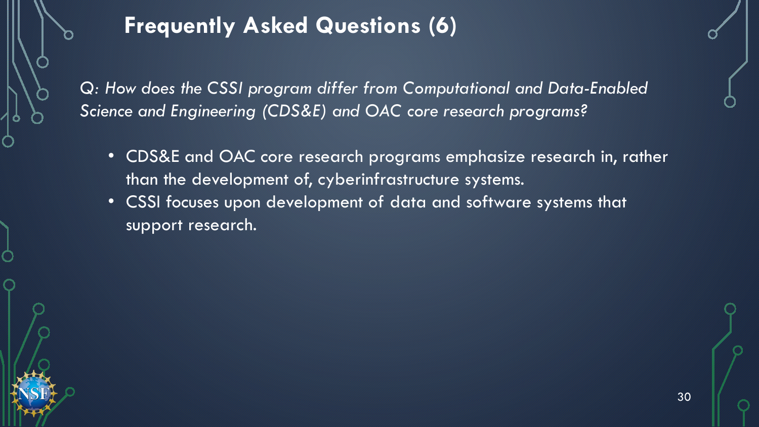## Frequently Asked Questions (6)

*Q: How does the CSSI program differ from Computational and Data-Enabled Science and Engineering (CDS&E) and OAC core research programs?*

- CDS&E and OAC core research programs emphasize research in, rather than the development of, cyberinfrastructure systems.
- CSSI focuses upon development of data and software systems that support research.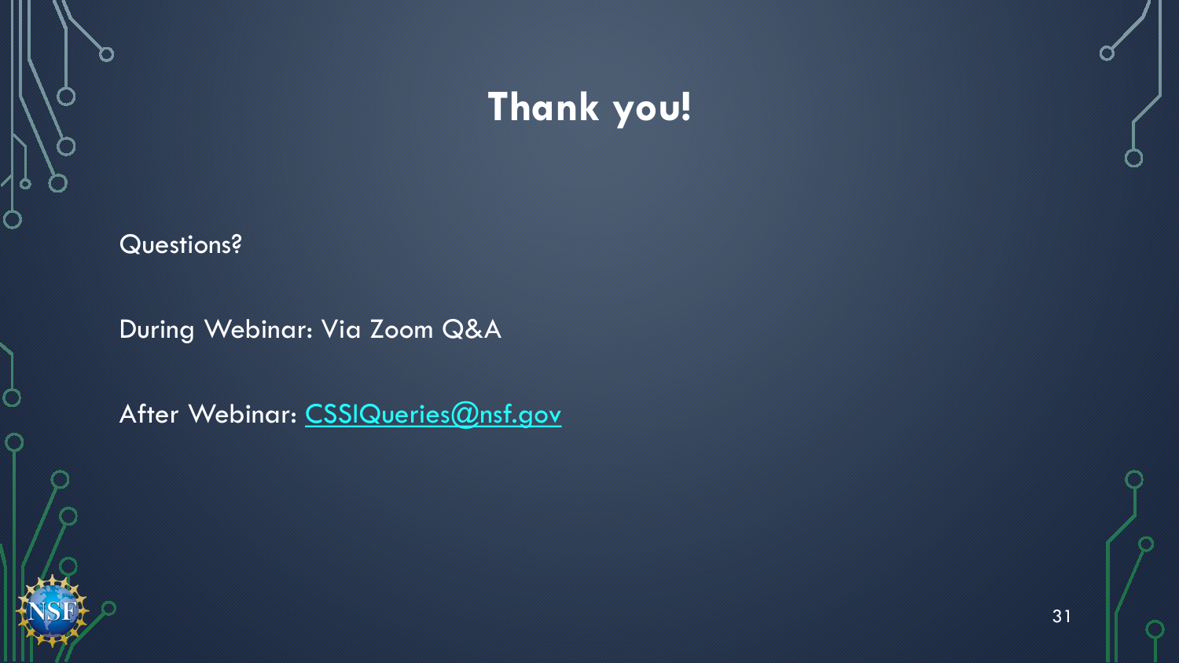# Thank you!

Questions?

During Webinar: Via Zoom Q&A

After Webinar: CSSIQueries@nsf.gov